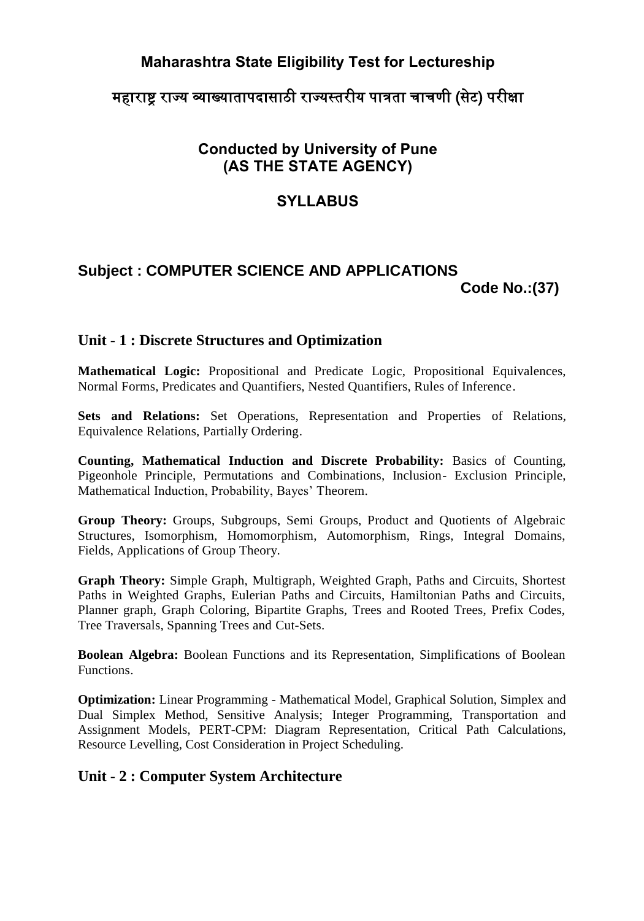# Maharashtra State Eligibility Test for Lectureship

## महाराष्ट्र राज्य व्याख्यातापदासाठी राज्यस्तरीय पात्रता चाचणी (सेट) परीक्षा

### Conducted by University of Pune
### (AS THE STATE AGENCY)

### SYLLABUS

### Subject : COMPUTER SCIENCE AND APPLICATIONS

**Code No.:(37)**

## Unit - 1 : Discrete Structures and Optimization

**Mathematical Logic:** Propositional and Predicate Logic, Propositional Equivalences, Normal Forms, Predicates and Quantifiers, Nested Quantifiers, Rules of Inference.

**Sets and Relations:** Set Operations, Representation and Properties of Relations, Equivalence Relations, Partially Ordering.

**Counting, Mathematical Induction and Discrete Probability:** Basics of Counting, Pigeonhole Principle, Permutations and Combinations, Inclusion- Exclusion Principle, Mathematical Induction, Probability, Bayes' Theorem.

**Group Theory:** Groups, Subgroups, Semi Groups, Product and Quotients of Algebraic Structures, Isomorphism, Homomorphism, Automorphism, Rings, Integral Domains, Fields, Applications of Group Theory.

**Graph Theory:** Simple Graph, Multigraph, Weighted Graph, Paths and Circuits, Shortest Paths in Weighted Graphs, Eulerian Paths and Circuits, Hamiltonian Paths and Circuits, Planner graph, Graph Coloring, Bipartite Graphs, Trees and Rooted Trees, Prefix Codes, Tree Traversals, Spanning Trees and Cut-Sets.

**Boolean Algebra:** Boolean Functions and its Representation, Simplifications of Boolean Functions.

**Optimization:** Linear Programming - Mathematical Model, Graphical Solution, Simplex and Dual Simplex Method, Sensitive Analysis; Integer Programming, Transportation and Assignment Models, PERT-CPM: Diagram Representation, Critical Path Calculations, Resource Levelling, Cost Consideration in Project Scheduling.

## Unit - 2 : Computer System Architecture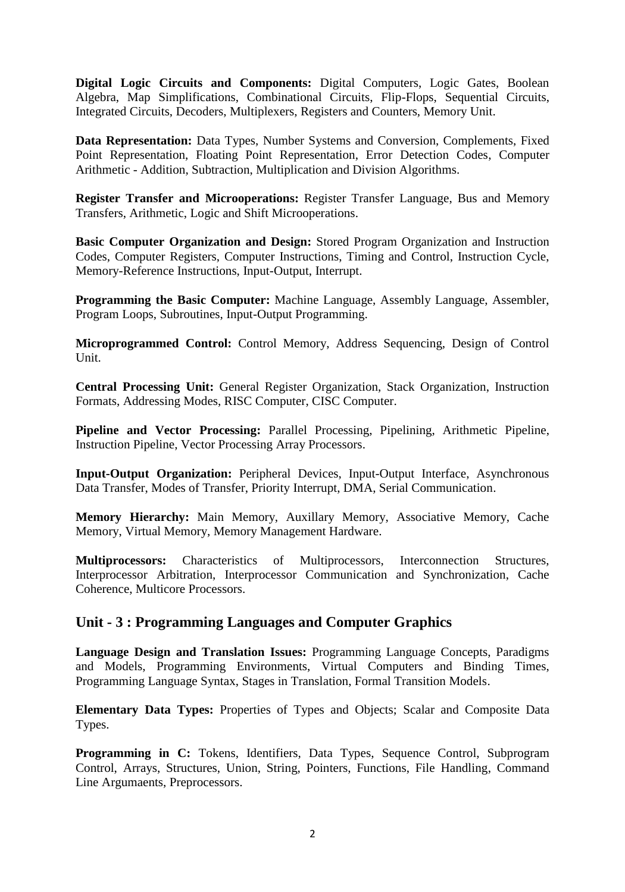**Digital Logic Circuits and Components:** Digital Computers, Logic Gates, Boolean Algebra, Map Simplifications, Combinational Circuits, Flip-Flops, Sequential Circuits, Integrated Circuits, Decoders, Multiplexers, Registers and Counters, Memory Unit.

**Data Representation:** Data Types, Number Systems and Conversion, Complements, Fixed Point Representation, Floating Point Representation, Error Detection Codes, Computer Arithmetic - Addition, Subtraction, Multiplication and Division Algorithms.

**Register Transfer and Microoperations:** Register Transfer Language, Bus and Memory Transfers, Arithmetic, Logic and Shift Microoperations.

**Basic Computer Organization and Design:** Stored Program Organization and Instruction Codes, Computer Registers, Computer Instructions, Timing and Control, Instruction Cycle, Memory-Reference Instructions, Input-Output, Interrupt.

**Programming the Basic Computer:** Machine Language, Assembly Language, Assembler, Program Loops, Subroutines, Input-Output Programming.

**Microprogrammed Control:** Control Memory, Address Sequencing, Design of Control Unit.

**Central Processing Unit:** General Register Organization, Stack Organization, Instruction Formats, Addressing Modes, RISC Computer, CISC Computer.

**Pipeline and Vector Processing:** Parallel Processing, Pipelining, Arithmetic Pipeline, Instruction Pipeline, Vector Processing Array Processors.

**Input-Output Organization:** Peripheral Devices, Input-Output Interface, Asynchronous Data Transfer, Modes of Transfer, Priority Interrupt, DMA, Serial Communication.

**Memory Hierarchy:** Main Memory, Auxillary Memory, Associative Memory, Cache Memory, Virtual Memory, Memory Management Hardware.

**Multiprocessors:** Characteristics of Multiprocessors, Interconnection Structures, Interprocessor Arbitration, Interprocessor Communication and Synchronization, Cache Coherence, Multicore Processors.

## Unit - 3 : Programming Languages and Computer Graphics

**Language Design and Translation Issues:** Programming Language Concepts, Paradigms and Models, Programming Environments, Virtual Computers and Binding Times, Programming Language Syntax, Stages in Translation, Formal Transition Models.

**Elementary Data Types:** Properties of Types and Objects; Scalar and Composite Data Types.

**Programming in C:** Tokens, Identifiers, Data Types, Sequence Control, Subprogram Control, Arrays, Structures, Union, String, Pointers, Functions, File Handling, Command Line Argumaents, Preprocessors.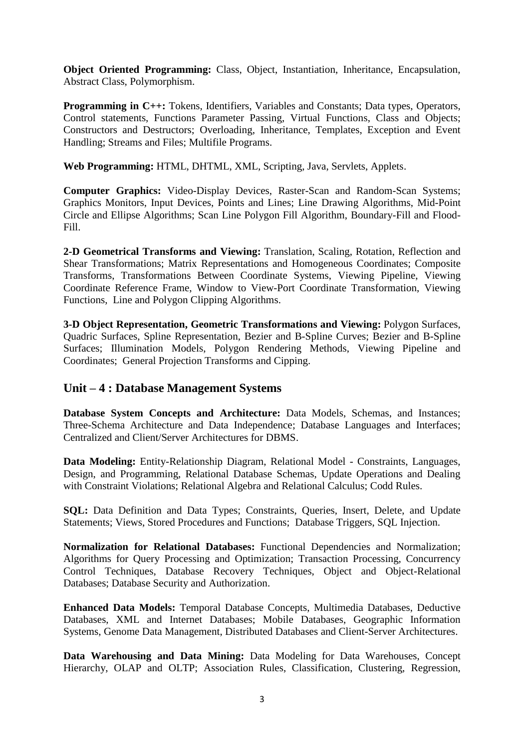**Object Oriented Programming:** Class, Object, Instantiation, Inheritance, Encapsulation, Abstract Class, Polymorphism.

**Programming in C++:** Tokens, Identifiers, Variables and Constants; Data types, Operators, Control statements, Functions Parameter Passing, Virtual Functions, Class and Objects; Constructors and Destructors; Overloading, Inheritance, Templates, Exception and Event Handling; Streams and Files; Multifile Programs.

**Web Programming:** HTML, DHTML, XML, Scripting, Java, Servlets, Applets.

**Computer Graphics:** Video-Display Devices, Raster-Scan and Random-Scan Systems; Graphics Monitors, Input Devices, Points and Lines; Line Drawing Algorithms, Mid-Point Circle and Ellipse Algorithms; Scan Line Polygon Fill Algorithm, Boundary-Fill and Flood-Fill.

**2-D Geometrical Transforms and Viewing:** Translation, Scaling, Rotation, Reflection and Shear Transformations; Matrix Representations and Homogeneous Coordinates; Composite Transforms, Transformations Between Coordinate Systems, Viewing Pipeline, Viewing Coordinate Reference Frame, Window to View-Port Coordinate Transformation, Viewing Functions, Line and Polygon Clipping Algorithms.

**3-D Object Representation, Geometric Transformations and Viewing:** Polygon Surfaces, Quadric Surfaces, Spline Representation, Bezier and B-Spline Curves; Bezier and B-Spline Surfaces; Illumination Models, Polygon Rendering Methods, Viewing Pipeline and Coordinates; General Projection Transforms and Cipping.

## Unit – 4 : Database Management Systems

**Database System Concepts and Architecture:** Data Models, Schemas, and Instances; Three-Schema Architecture and Data Independence; Database Languages and Interfaces; Centralized and Client/Server Architectures for DBMS.

**Data Modeling:** Entity-Relationship Diagram, Relational Model - Constraints, Languages, Design, and Programming, Relational Database Schemas, Update Operations and Dealing with Constraint Violations; Relational Algebra and Relational Calculus; Codd Rules.

**SQL:** Data Definition and Data Types; Constraints, Queries, Insert, Delete, and Update Statements; Views, Stored Procedures and Functions; Database Triggers, SQL Injection.

**Normalization for Relational Databases:** Functional Dependencies and Normalization; Algorithms for Query Processing and Optimization; Transaction Processing, Concurrency Control Techniques, Database Recovery Techniques, Object and Object-Relational Databases; Database Security and Authorization.

**Enhanced Data Models:** Temporal Database Concepts, Multimedia Databases, Deductive Databases, XML and Internet Databases; Mobile Databases, Geographic Information Systems, Genome Data Management, Distributed Databases and Client-Server Architectures.

**Data Warehousing and Data Mining:** Data Modeling for Data Warehouses, Concept Hierarchy, OLAP and OLTP; Association Rules, Classification, Clustering, Regression,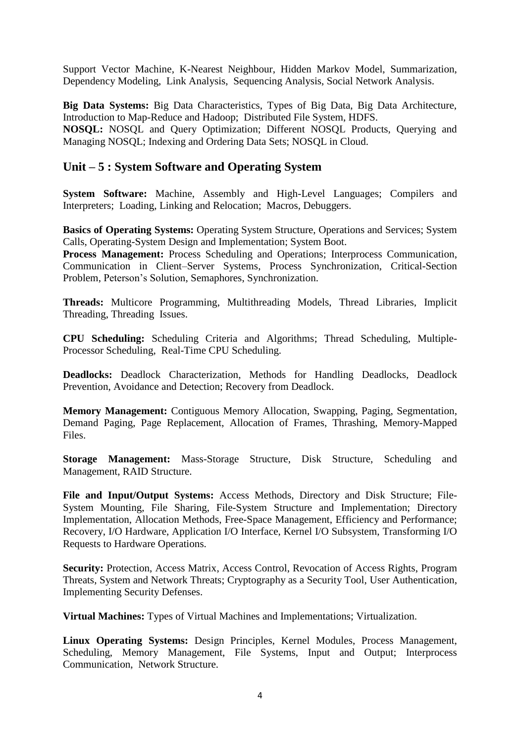Support Vector Machine, K-Nearest Neighbour, Hidden Markov Model, Summarization, Dependency Modeling, Link Analysis, Sequencing Analysis, Social Network Analysis.

**Big Data Systems:** Big Data Characteristics, Types of Big Data, Big Data Architecture, Introduction to Map-Reduce and Hadoop; Distributed File System, HDFS.
**NOSQL:** NOSQL and Query Optimization; Different NOSQL Products, Querying and Managing NOSQL; Indexing and Ordering Data Sets; NOSQL in Cloud.

## Unit – 5 : System Software and Operating System

**System Software:** Machine, Assembly and High-Level Languages; Compilers and Interpreters; Loading, Linking and Relocation; Macros, Debuggers.

**Basics of Operating Systems:** Operating System Structure, Operations and Services; System Calls, Operating-System Design and Implementation; System Boot.
**Process Management:** Process Scheduling and Operations; Interprocess Communication, Communication in Client–Server Systems, Process Synchronization, Critical-Section Problem, Peterson's Solution, Semaphores, Synchronization.

**Threads:** Multicore Programming, Multithreading Models, Thread Libraries, Implicit Threading, Threading Issues.

**CPU Scheduling:** Scheduling Criteria and Algorithms; Thread Scheduling, Multiple-Processor Scheduling, Real-Time CPU Scheduling.

**Deadlocks:** Deadlock Characterization, Methods for Handling Deadlocks, Deadlock Prevention, Avoidance and Detection; Recovery from Deadlock.

**Memory Management:** Contiguous Memory Allocation, Swapping, Paging, Segmentation, Demand Paging, Page Replacement, Allocation of Frames, Thrashing, Memory-Mapped Files.

**Storage Management:** Mass-Storage Structure, Disk Structure, Scheduling and Management, RAID Structure.

**File and Input/Output Systems:** Access Methods, Directory and Disk Structure; File-System Mounting, File Sharing, File-System Structure and Implementation; Directory Implementation, Allocation Methods, Free-Space Management, Efficiency and Performance; Recovery, I/O Hardware, Application I/O Interface, Kernel I/O Subsystem, Transforming I/O Requests to Hardware Operations.

**Security:** Protection, Access Matrix, Access Control, Revocation of Access Rights, Program Threats, System and Network Threats; Cryptography as a Security Tool, User Authentication, Implementing Security Defenses.

**Virtual Machines:** Types of Virtual Machines and Implementations; Virtualization.

**Linux Operating Systems:** Design Principles, Kernel Modules, Process Management, Scheduling, Memory Management, File Systems, Input and Output; Interprocess Communication, Network Structure.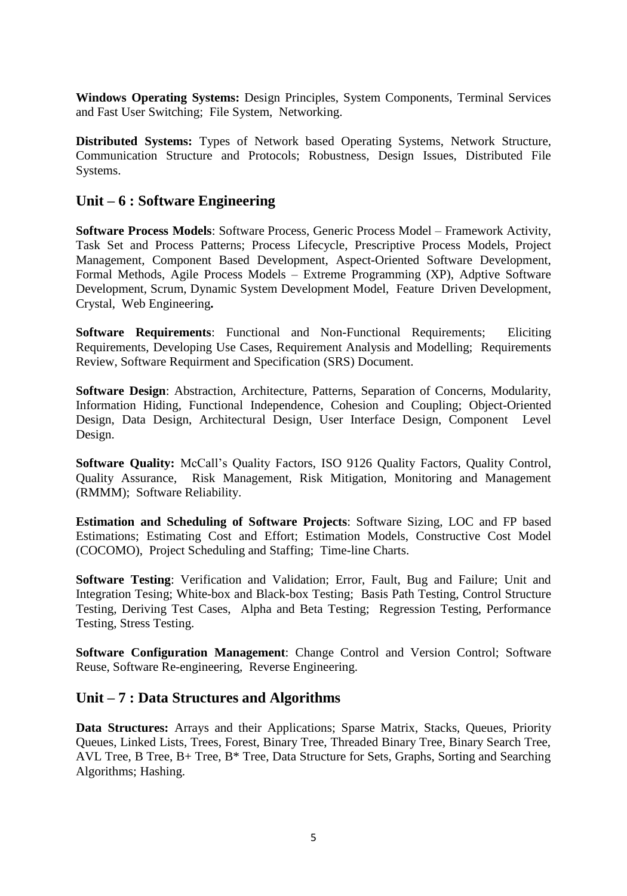**Windows Operating Systems:** Design Principles, System Components, Terminal Services and Fast User Switching; File System, Networking.

**Distributed Systems:** Types of Network based Operating Systems, Network Structure, Communication Structure and Protocols; Robustness, Design Issues, Distributed File Systems.

## Unit – 6 : Software Engineering

**Software Process Models**: Software Process, Generic Process Model – Framework Activity, Task Set and Process Patterns; Process Lifecycle, Prescriptive Process Models, Project Management, Component Based Development, Aspect-Oriented Software Development, Formal Methods, Agile Process Models – Extreme Programming (XP), Adptive Software Development, Scrum, Dynamic System Development Model, Feature Driven Development, Crystal, Web Engineering**.**

**Software Requirements**: Functional and Non-Functional Requirements; Eliciting Requirements, Developing Use Cases, Requirement Analysis and Modelling; Requirements Review, Software Requirment and Specification (SRS) Document.

**Software Design**: Abstraction, Architecture, Patterns, Separation of Concerns, Modularity, Information Hiding, Functional Independence, Cohesion and Coupling; Object-Oriented Design, Data Design, Architectural Design, User Interface Design, Component Level Design.

**Software Quality:** McCall's Quality Factors, ISO 9126 Quality Factors, Quality Control, Quality Assurance, Risk Management, Risk Mitigation, Monitoring and Management (RMMM); Software Reliability.

**Estimation and Scheduling of Software Projects**: Software Sizing, LOC and FP based Estimations; Estimating Cost and Effort; Estimation Models, Constructive Cost Model (COCOMO), Project Scheduling and Staffing; Time-line Charts.

**Software Testing**: Verification and Validation; Error, Fault, Bug and Failure; Unit and Integration Tesing; White-box and Black-box Testing; Basis Path Testing, Control Structure Testing, Deriving Test Cases, Alpha and Beta Testing; Regression Testing, Performance Testing, Stress Testing.

**Software Configuration Management**: Change Control and Version Control; Software Reuse, Software Re-engineering, Reverse Engineering.

## Unit – 7 : Data Structures and Algorithms

**Data Structures:** Arrays and their Applications; Sparse Matrix, Stacks, Queues, Priority Queues, Linked Lists, Trees, Forest, Binary Tree, Threaded Binary Tree, Binary Search Tree, AVL Tree, B Tree, B+ Tree, B* Tree, Data Structure for Sets, Graphs, Sorting and Searching Algorithms; Hashing.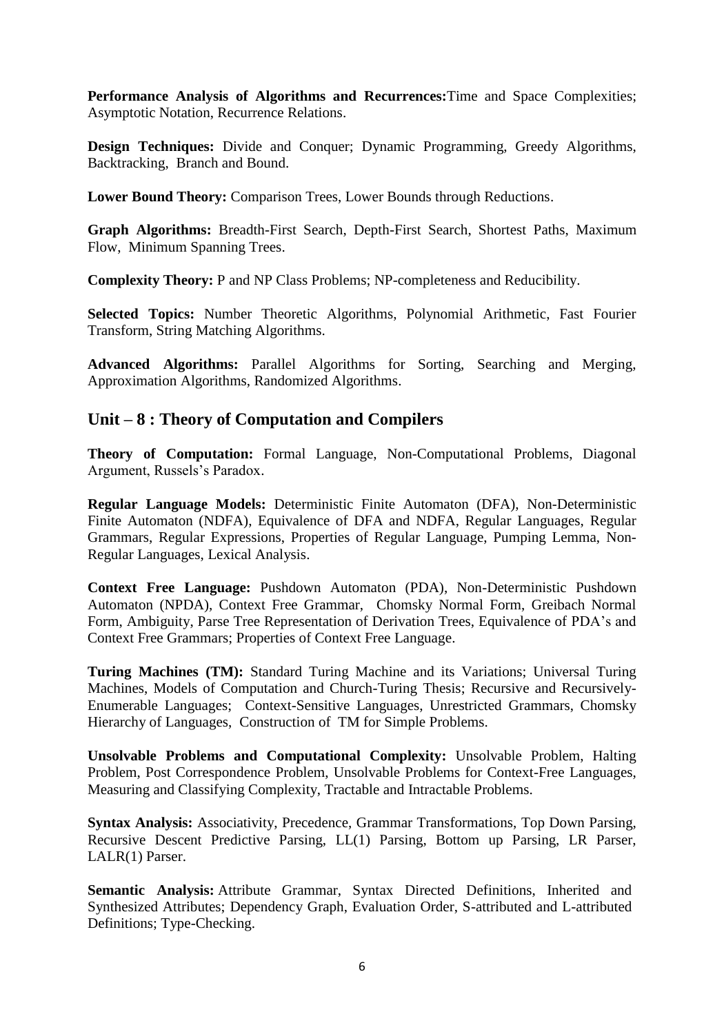**Performance Analysis of Algorithms and Recurrences:** Time and Space Complexities; Asymptotic Notation, Recurrence Relations.

**Design Techniques:** Divide and Conquer; Dynamic Programming, Greedy Algorithms, Backtracking, Branch and Bound.

**Lower Bound Theory:** Comparison Trees, Lower Bounds through Reductions.

**Graph Algorithms:** Breadth-First Search, Depth-First Search, Shortest Paths, Maximum Flow, Minimum Spanning Trees.

**Complexity Theory:** P and NP Class Problems; NP-completeness and Reducibility.

**Selected Topics:** Number Theoretic Algorithms, Polynomial Arithmetic, Fast Fourier Transform, String Matching Algorithms.

**Advanced Algorithms:** Parallel Algorithms for Sorting, Searching and Merging, Approximation Algorithms, Randomized Algorithms.

## Unit – 8 : Theory of Computation and Compilers

**Theory of Computation:** Formal Language, Non-Computational Problems, Diagonal Argument, Russels's Paradox.

**Regular Language Models:** Deterministic Finite Automaton (DFA), Non-Deterministic Finite Automaton (NDFA), Equivalence of DFA and NDFA, Regular Languages, Regular Grammars, Regular Expressions, Properties of Regular Language, Pumping Lemma, Non-Regular Languages, Lexical Analysis.

**Context Free Language:** Pushdown Automaton (PDA), Non-Deterministic Pushdown Automaton (NPDA), Context Free Grammar, Chomsky Normal Form, Greibach Normal Form, Ambiguity, Parse Tree Representation of Derivation Trees, Equivalence of PDA's and Context Free Grammars; Properties of Context Free Language.

**Turing Machines (TM):** Standard Turing Machine and its Variations; Universal Turing Machines, Models of Computation and Church-Turing Thesis; Recursive and Recursively-Enumerable Languages; Context-Sensitive Languages, Unrestricted Grammars, Chomsky Hierarchy of Languages, Construction of TM for Simple Problems.

**Unsolvable Problems and Computational Complexity:** Unsolvable Problem, Halting Problem, Post Correspondence Problem, Unsolvable Problems for Context-Free Languages, Measuring and Classifying Complexity, Tractable and Intractable Problems.

**Syntax Analysis:** Associativity, Precedence, Grammar Transformations, Top Down Parsing, Recursive Descent Predictive Parsing, LL(1) Parsing, Bottom up Parsing, LR Parser, LALR(1) Parser.

**Semantic Analysis:** Attribute Grammar, Syntax Directed Definitions, Inherited and Synthesized Attributes; Dependency Graph, Evaluation Order, S-attributed and L-attributed Definitions; Type-Checking.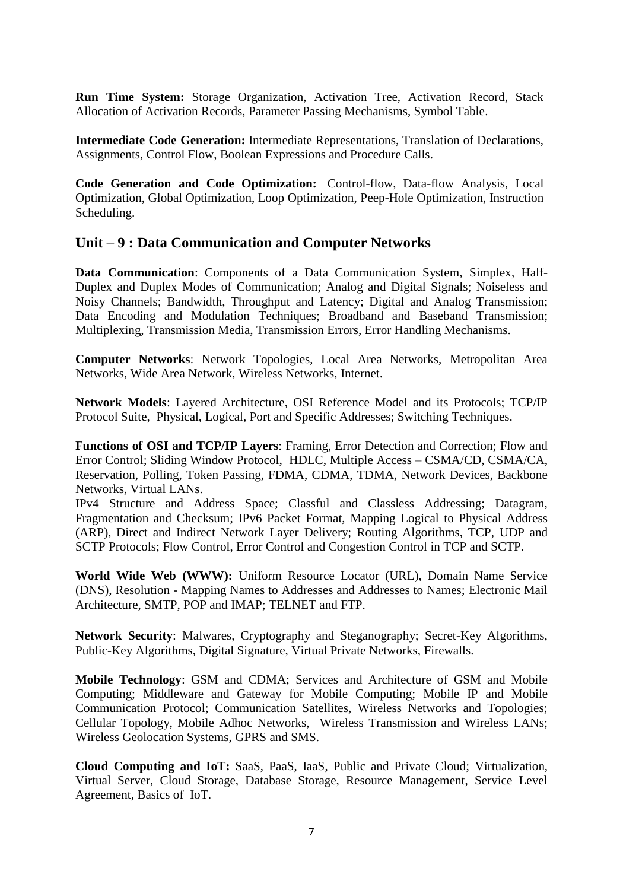**Run Time System:** Storage Organization, Activation Tree, Activation Record, Stack Allocation of Activation Records, Parameter Passing Mechanisms, Symbol Table.

**Intermediate Code Generation:** Intermediate Representations, Translation of Declarations, Assignments, Control Flow, Boolean Expressions and Procedure Calls.

**Code Generation and Code Optimization:** Control-flow, Data-flow Analysis, Local Optimization, Global Optimization, Loop Optimization, Peep-Hole Optimization, Instruction Scheduling.

## Unit – 9 : Data Communication and Computer Networks

**Data Communication**: Components of a Data Communication System, Simplex, Half-Duplex and Duplex Modes of Communication; Analog and Digital Signals; Noiseless and Noisy Channels; Bandwidth, Throughput and Latency; Digital and Analog Transmission; Data Encoding and Modulation Techniques; Broadband and Baseband Transmission; Multiplexing, Transmission Media, Transmission Errors, Error Handling Mechanisms.

**Computer Networks**: Network Topologies, Local Area Networks, Metropolitan Area Networks, Wide Area Network, Wireless Networks, Internet.

**Network Models**: Layered Architecture, OSI Reference Model and its Protocols; TCP/IP Protocol Suite, Physical, Logical, Port and Specific Addresses; Switching Techniques.

**Functions of OSI and TCP/IP Layers**: Framing, Error Detection and Correction; Flow and Error Control; Sliding Window Protocol, HDLC, Multiple Access – CSMA/CD, CSMA/CA, Reservation, Polling, Token Passing, FDMA, CDMA, TDMA, Network Devices, Backbone Networks, Virtual LANs.

IPv4 Structure and Address Space; Classful and Classless Addressing; Datagram, Fragmentation and Checksum; IPv6 Packet Format, Mapping Logical to Physical Address (ARP), Direct and Indirect Network Layer Delivery; Routing Algorithms, TCP, UDP and SCTP Protocols; Flow Control, Error Control and Congestion Control in TCP and SCTP.

**World Wide Web (WWW):** Uniform Resource Locator (URL), Domain Name Service (DNS), Resolution - Mapping Names to Addresses and Addresses to Names; Electronic Mail Architecture, SMTP, POP and IMAP; TELNET and FTP.

**Network Security**: Malwares, Cryptography and Steganography; Secret-Key Algorithms, Public-Key Algorithms, Digital Signature, Virtual Private Networks, Firewalls.

**Mobile Technology**: GSM and CDMA; Services and Architecture of GSM and Mobile Computing; Middleware and Gateway for Mobile Computing; Mobile IP and Mobile Communication Protocol; Communication Satellites, Wireless Networks and Topologies; Cellular Topology, Mobile Adhoc Networks, Wireless Transmission and Wireless LANs; Wireless Geolocation Systems, GPRS and SMS.

**Cloud Computing and IoT:** SaaS, PaaS, IaaS, Public and Private Cloud; Virtualization, Virtual Server, Cloud Storage, Database Storage, Resource Management, Service Level Agreement, Basics of IoT.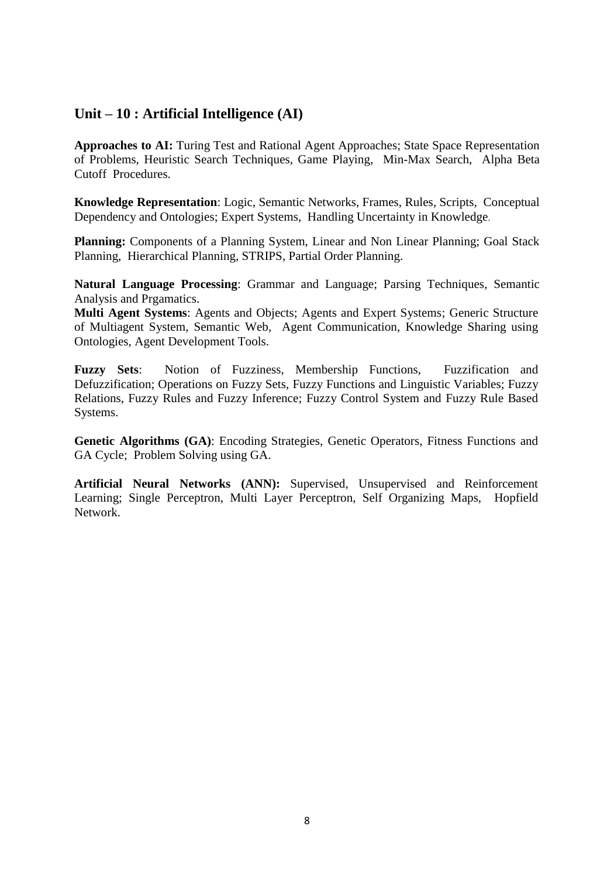## Unit – 10 : Artificial Intelligence (AI)

**Approaches to AI:** Turing Test and Rational Agent Approaches; State Space Representation of Problems, Heuristic Search Techniques, Game Playing, Min-Max Search, Alpha Beta Cutoff Procedures.

**Knowledge Representation**: Logic, Semantic Networks, Frames, Rules, Scripts, Conceptual Dependency and Ontologies; Expert Systems, Handling Uncertainty in Knowledge.

**Planning:** Components of a Planning System, Linear and Non Linear Planning; Goal Stack Planning, Hierarchical Planning, STRIPS, Partial Order Planning.

**Natural Language Processing**: Grammar and Language; Parsing Techniques, Semantic Analysis and Prgamatics.

**Multi Agent Systems**: Agents and Objects; Agents and Expert Systems; Generic Structure of Multiagent System, Semantic Web, Agent Communication, Knowledge Sharing using Ontologies, Agent Development Tools.

**Fuzzy Sets**: Notion of Fuzziness, Membership Functions, Fuzzification and Defuzzification; Operations on Fuzzy Sets, Fuzzy Functions and Linguistic Variables; Fuzzy Relations, Fuzzy Rules and Fuzzy Inference; Fuzzy Control System and Fuzzy Rule Based Systems.

**Genetic Algorithms (GA)**: Encoding Strategies, Genetic Operators, Fitness Functions and GA Cycle; Problem Solving using GA.

**Artificial Neural Networks (ANN):** Supervised, Unsupervised and Reinforcement Learning; Single Perceptron, Multi Layer Perceptron, Self Organizing Maps, Hopfield Network.